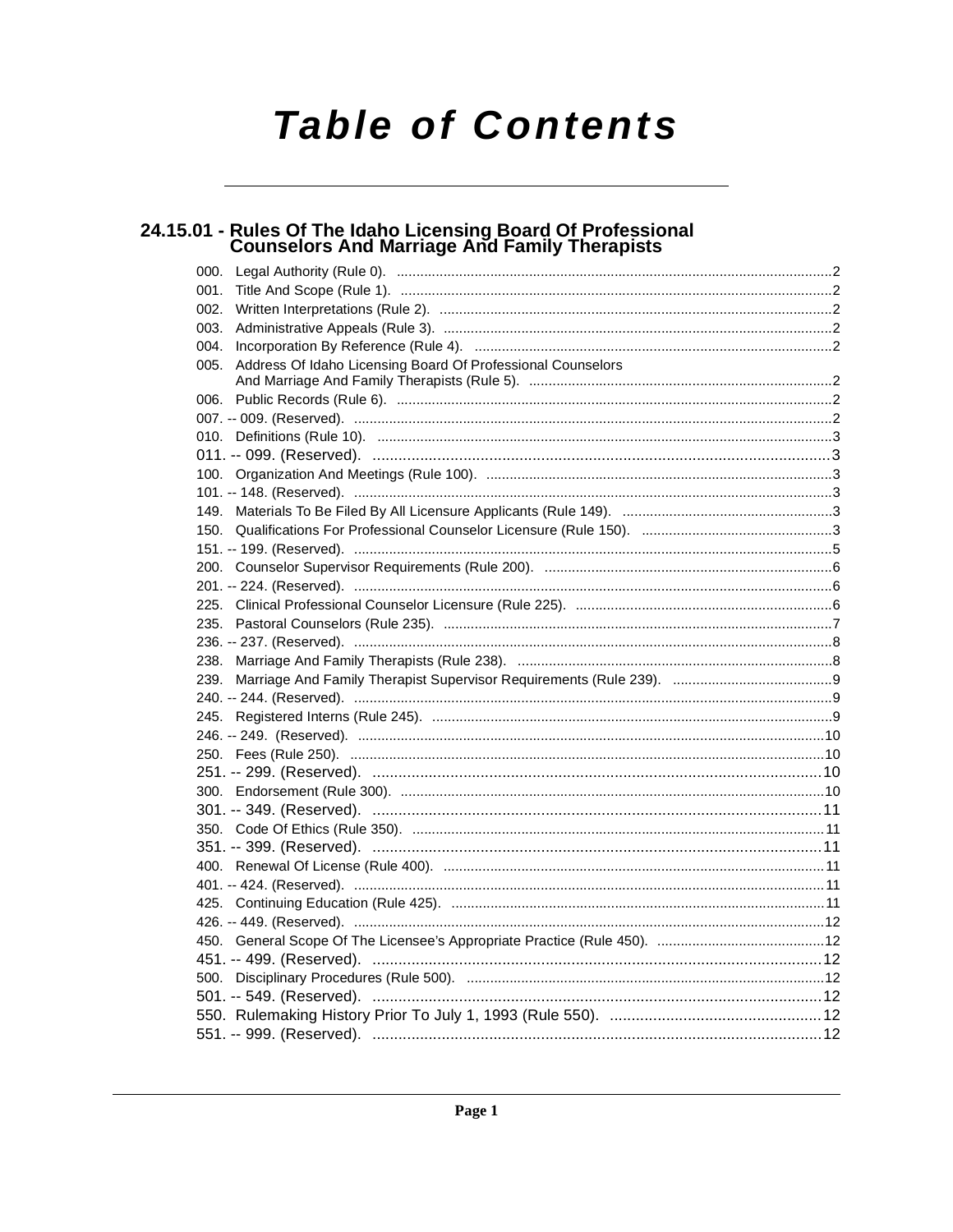# Table of Contents

## 24.15.01 - Rules Of The Idaho Licensing Board Of Professional Counselors And Marriage And Family Therapists

000. Legal Authority (Rule 0). ....... 2
001. Title And Scope (Rule 1). ....... 2
002. Written Interpretations (Rule 2). ....... 2
003. Administrative Appeals (Rule 3). ....... 2
004. Incorporation By Reference (Rule 4). ....... 2
005. Address Of Idaho Licensing Board Of Professional Counselors And Marriage And Family Therapists (Rule 5). ....... 2
006. Public Records (Rule 6). ....... 2
007. -- 009. (Reserved). ....... 2
010. Definitions (Rule 10). ....... 3
011. -- 099. (Reserved). ....... 3
100. Organization And Meetings (Rule 100). ....... 3
101. -- 148. (Reserved). ....... 3
149. Materials To Be Filed By All Licensure Applicants (Rule 149). ....... 3
150. Qualifications For Professional Counselor Licensure (Rule 150). ....... 3
151. -- 199. (Reserved). ....... 5
200. Counselor Supervisor Requirements (Rule 200). ....... 6
201. -- 224. (Reserved). ....... 6
225. Clinical Professional Counselor Licensure (Rule 225). ....... 6
235. Pastoral Counselors (Rule 235). ....... 7
236. -- 237. (Reserved). ....... 8
238. Marriage And Family Therapists (Rule 238). ....... 8
239. Marriage And Family Therapist Supervisor Requirements (Rule 239). ....... 9
240. -- 244. (Reserved). ....... 9
245. Registered Interns (Rule 245). ....... 9
246. -- 249. (Reserved). ....... 10
250. Fees (Rule 250). ....... 10
251. -- 299. (Reserved). ....... 10
300. Endorsement (Rule 300). ....... 10
301. -- 349. (Reserved). ....... 11
350. Code Of Ethics (Rule 350). ....... 11
351. -- 399. (Reserved). ....... 11
400. Renewal Of License (Rule 400). ....... 11
401. -- 424. (Reserved). ....... 11
425. Continuing Education (Rule 425). ....... 11
426. -- 449. (Reserved). ....... 12
450. General Scope Of The Licensee's Appropriate Practice (Rule 450). ....... 12
451. -- 499. (Reserved). ....... 12
500. Disciplinary Procedures (Rule 500). ....... 12
501. -- 549. (Reserved). ....... 12
550. Rulemaking History Prior To July 1, 1993 (Rule 550). ....... 12
551. -- 999. (Reserved). ....... 12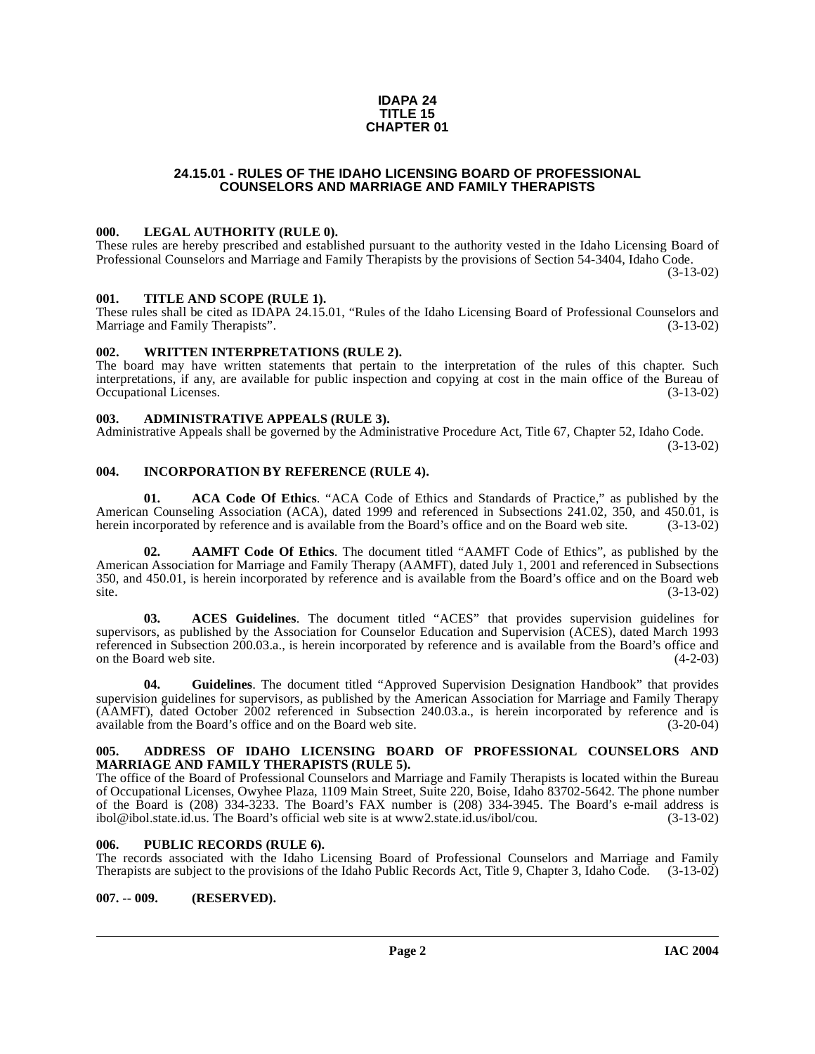**IDAPA 24**
**TITLE 15**
**CHAPTER 01**

# 24.15.01 - RULES OF THE IDAHO LICENSING BOARD OF PROFESSIONAL COUNSELORS AND MARRIAGE AND FAMILY THERAPISTS

## 000. LEGAL AUTHORITY (RULE 0).

These rules are hereby prescribed and established pursuant to the authority vested in the Idaho Licensing Board of Professional Counselors and Marriage and Family Therapists by the provisions of Section 54-3404, Idaho Code. (3-13-02)

## 001. TITLE AND SCOPE (RULE 1).

These rules shall be cited as IDAPA 24.15.01, "Rules of the Idaho Licensing Board of Professional Counselors and Marriage and Family Therapists". (3-13-02)

## 002. WRITTEN INTERPRETATIONS (RULE 2).

The board may have written statements that pertain to the interpretation of the rules of this chapter. Such interpretations, if any, are available for public inspection and copying at cost in the main office of the Bureau of Occupational Licenses. (3-13-02)

## 003. ADMINISTRATIVE APPEALS (RULE 3).

Administrative Appeals shall be governed by the Administrative Procedure Act, Title 67, Chapter 52, Idaho Code. (3-13-02)

## 004. INCORPORATION BY REFERENCE (RULE 4).

**01. ACA Code Of Ethics**. "ACA Code of Ethics and Standards of Practice," as published by the American Counseling Association (ACA), dated 1999 and referenced in Subsections 241.02, 350, and 450.01, is herein incorporated by reference and is available from the Board's office and on the Board web site. (3-13-02)

**02. AAMFT Code Of Ethics**. The document titled "AAMFT Code of Ethics", as published by the American Association for Marriage and Family Therapy (AAMFT), dated July 1, 2001 and referenced in Subsections 350, and 450.01, is herein incorporated by reference and is available from the Board's office and on the Board web site. (3-13-02)

**03. ACES Guidelines**. The document titled "ACES" that provides supervision guidelines for supervisors, as published by the Association for Counselor Education and Supervision (ACES), dated March 1993 referenced in Subsection 200.03.a., is herein incorporated by reference and is available from the Board's office and on the Board web site. (4-2-03)

**04. Guidelines**. The document titled "Approved Supervision Designation Handbook" that provides supervision guidelines for supervisors, as published by the American Association for Marriage and Family Therapy (AAMFT), dated October 2002 referenced in Subsection 240.03.a., is herein incorporated by reference and is available from the Board's office and on the Board web site. (3-20-04)

## 005. ADDRESS OF IDAHO LICENSING BOARD OF PROFESSIONAL COUNSELORS AND MARRIAGE AND FAMILY THERAPISTS (RULE 5).

The office of the Board of Professional Counselors and Marriage and Family Therapists is located within the Bureau of Occupational Licenses, Owyhee Plaza, 1109 Main Street, Suite 220, Boise, Idaho 83702-5642. The phone number of the Board is (208) 334-3233. The Board's FAX number is (208) 334-3945. The Board's e-mail address is ibol@ibol.state.id.us. The Board's official web site is at www2.state.id.us/ibol/cou. (3-13-02)

## 006. PUBLIC RECORDS (RULE 6).

The records associated with the Idaho Licensing Board of Professional Counselors and Marriage and Family Therapists are subject to the provisions of the Idaho Public Records Act, Title 9, Chapter 3, Idaho Code. (3-13-02)

## 007. -- 009. (RESERVED).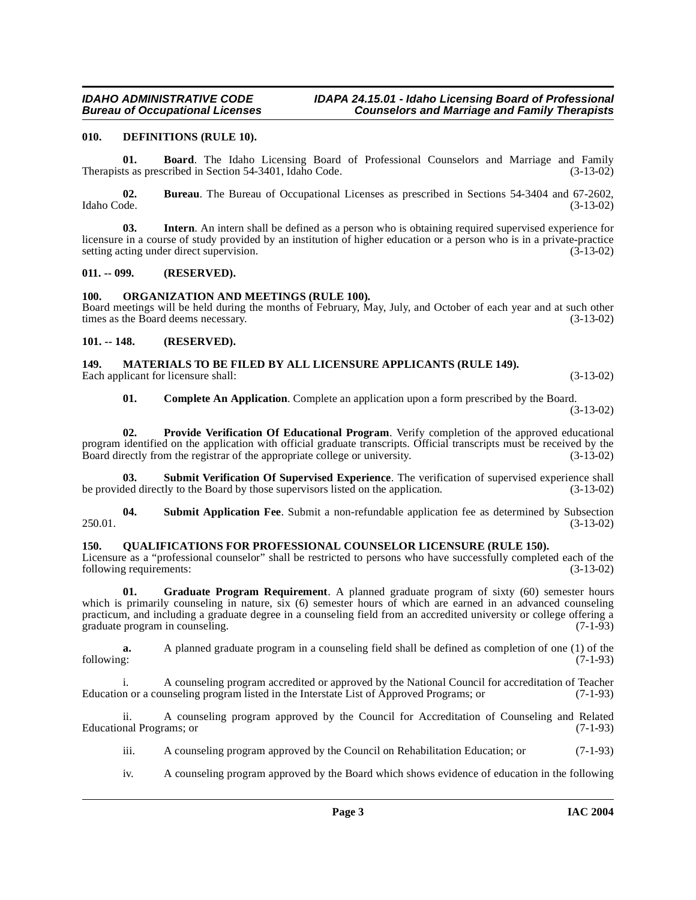## 010. DEFINITIONS (RULE 10).

**01. Board**. The Idaho Licensing Board of Professional Counselors and Marriage and Family Therapists as prescribed in Section 54-3401, Idaho Code. (3-13-02)

**02. Bureau**. The Bureau of Occupational Licenses as prescribed in Sections 54-3404 and 67-2602, Idaho Code. (3-13-02)

**03. Intern**. An intern shall be defined as a person who is obtaining required supervised experience for licensure in a course of study provided by an institution of higher education or a person who is in a private-practice setting acting under direct supervision. (3-13-02)

## 011. -- 099. (RESERVED).

## 100. ORGANIZATION AND MEETINGS (RULE 100).

Board meetings will be held during the months of February, May, July, and October of each year and at such other times as the Board deems necessary. (3-13-02)

## 101. -- 148. (RESERVED).

## 149. MATERIALS TO BE FILED BY ALL LICENSURE APPLICANTS (RULE 149).

Each applicant for licensure shall: (3-13-02)

**01. Complete An Application**. Complete an application upon a form prescribed by the Board. (3-13-02)

**02. Provide Verification Of Educational Program**. Verify completion of the approved educational program identified on the application with official graduate transcripts. Official transcripts must be received by the Board directly from the registrar of the appropriate college or university. (3-13-02)

**03. Submit Verification Of Supervised Experience**. The verification of supervised experience shall be provided directly to the Board by those supervisors listed on the application. (3-13-02)

**04. Submit Application Fee**. Submit a non-refundable application fee as determined by Subsection 250.01. (3-13-02)

## 150. QUALIFICATIONS FOR PROFESSIONAL COUNSELOR LICENSURE (RULE 150).

Licensure as a "professional counselor" shall be restricted to persons who have successfully completed each of the following requirements: (3-13-02)

**01. Graduate Program Requirement**. A planned graduate program of sixty (60) semester hours which is primarily counseling in nature, six (6) semester hours of which are earned in an advanced counseling practicum, and including a graduate degree in a counseling field from an accredited university or college offering a graduate program in counseling. (7-1-93)

**a.** A planned graduate program in a counseling field shall be defined as completion of one (1) of the following: (7-1-93)

i. A counseling program accredited or approved by the National Council for accreditation of Teacher Education or a counseling program listed in the Interstate List of Approved Programs; or (7-1-93)

ii. A counseling program approved by the Council for Accreditation of Counseling and Related Educational Programs; or (7-1-93)

iii. A counseling program approved by the Council on Rehabilitation Education; or (7-1-93)

iv. A counseling program approved by the Board which shows evidence of education in the following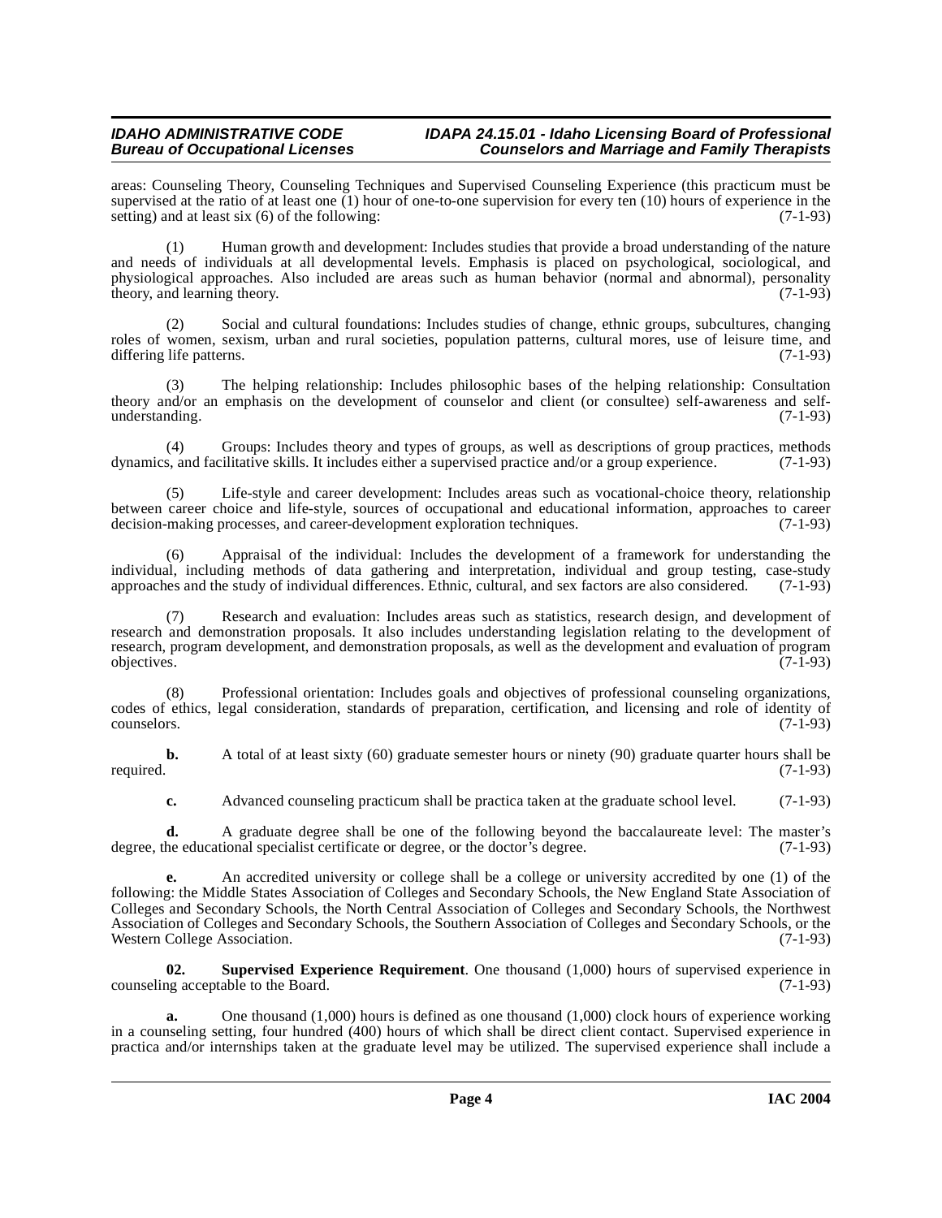areas: Counseling Theory, Counseling Techniques and Supervised Counseling Experience (this practicum must be supervised at the ratio of at least one (1) hour of one-to-one supervision for every ten (10) hours of experience in the setting) and at least six (6) of the following: (7-1-93)

(1) Human growth and development: Includes studies that provide a broad understanding of the nature and needs of individuals at all developmental levels. Emphasis is placed on psychological, sociological, and physiological approaches. Also included are areas such as human behavior (normal and abnormal), personality theory, and learning theory. (7-1-93)

(2) Social and cultural foundations: Includes studies of change, ethnic groups, subcultures, changing roles of women, sexism, urban and rural societies, population patterns, cultural mores, use of leisure time, and differing life patterns. (7-1-93)

(3) The helping relationship: Includes philosophic bases of the helping relationship: Consultation theory and/or an emphasis on the development of counselor and client (or consultee) self-awareness and self-understanding. (7-1-93)

(4) Groups: Includes theory and types of groups, as well as descriptions of group practices, methods dynamics, and facilitative skills. It includes either a supervised practice and/or a group experience. (7-1-93)

(5) Life-style and career development: Includes areas such as vocational-choice theory, relationship between career choice and life-style, sources of occupational and educational information, approaches to career decision-making processes, and career-development exploration techniques. (7-1-93)

(6) Appraisal of the individual: Includes the development of a framework for understanding the individual, including methods of data gathering and interpretation, individual and group testing, case-study approaches and the study of individual differences. Ethnic, cultural, and sex factors are also considered. (7-1-93)

(7) Research and evaluation: Includes areas such as statistics, research design, and development of research and demonstration proposals. It also includes understanding legislation relating to the development of research, program development, and demonstration proposals, as well as the development and evaluation of program objectives. (7-1-93)

(8) Professional orientation: Includes goals and objectives of professional counseling organizations, codes of ethics, legal consideration, standards of preparation, certification, and licensing and role of identity of counselors. (7-1-93)

**b.** A total of at least sixty (60) graduate semester hours or ninety (90) graduate quarter hours shall be required. (7-1-93)

**c.** Advanced counseling practicum shall be practica taken at the graduate school level. (7-1-93)

**d.** A graduate degree shall be one of the following beyond the baccalaureate level: The master's degree, the educational specialist certificate or degree, or the doctor's degree. (7-1-93)

**e.** An accredited university or college shall be a college or university accredited by one (1) of the following: the Middle States Association of Colleges and Secondary Schools, the New England State Association of Colleges and Secondary Schools, the North Central Association of Colleges and Secondary Schools, the Northwest Association of Colleges and Secondary Schools, the Southern Association of Colleges and Secondary Schools, or the Western College Association. (7-1-93)

**02. Supervised Experience Requirement**. One thousand (1,000) hours of supervised experience in counseling acceptable to the Board. (7-1-93)

**a.** One thousand (1,000) hours is defined as one thousand (1,000) clock hours of experience working in a counseling setting, four hundred (400) hours of which shall be direct client contact. Supervised experience in practica and/or internships taken at the graduate level may be utilized. The supervised experience shall include a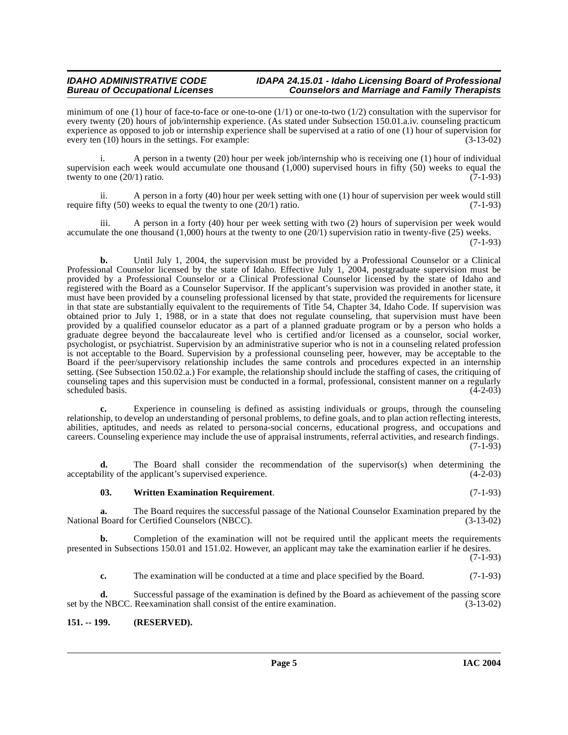minimum of one (1) hour of face-to-face or one-to-one (1/1) or one-to-two (1/2) consultation with the supervisor for every twenty (20) hours of job/internship experience. (As stated under Subsection 150.01.a.iv. counseling practicum experience as opposed to job or internship experience shall be supervised at a ratio of one (1) hour of supervision for every ten (10) hours in the settings. For example: (3-13-02)

i. A person in a twenty (20) hour per week job/internship who is receiving one (1) hour of individual supervision each week would accumulate one thousand (1,000) supervised hours in fifty (50) weeks to equal the twenty to one (20/1) ratio. (7-1-93)

ii. A person in a forty (40) hour per week setting with one (1) hour of supervision per week would still require fifty (50) weeks to equal the twenty to one (20/1) ratio. (7-1-93)

iii. A person in a forty (40) hour per week setting with two (2) hours of supervision per week would accumulate the one thousand (1,000) hours at the twenty to one (20/1) supervision ratio in twenty-five (25) weeks. (7-1-93)

**b.** Until July 1, 2004, the supervision must be provided by a Professional Counselor or a Clinical Professional Counselor licensed by the state of Idaho. Effective July 1, 2004, postgraduate supervision must be provided by a Professional Counselor or a Clinical Professional Counselor licensed by the state of Idaho and registered with the Board as a Counselor Supervisor. If the applicant's supervision was provided in another state, it must have been provided by a counseling professional licensed by that state, provided the requirements for licensure in that state are substantially equivalent to the requirements of Title 54, Chapter 34, Idaho Code. If supervision was obtained prior to July 1, 1988, or in a state that does not regulate counseling, that supervision must have been provided by a qualified counselor educator as a part of a planned graduate program or by a person who holds a graduate degree beyond the baccalaureate level who is certified and/or licensed as a counselor, social worker, psychologist, or psychiatrist. Supervision by an administrative superior who is not in a counseling related profession is not acceptable to the Board. Supervision by a professional counseling peer, however, may be acceptable to the Board if the peer/supervisory relationship includes the same controls and procedures expected in an internship setting. (See Subsection 150.02.a.) For example, the relationship should include the staffing of cases, the critiquing of counseling tapes and this supervision must be conducted in a formal, professional, consistent manner on a regularly scheduled basis. (4-2-03)

**c.** Experience in counseling is defined as assisting individuals or groups, through the counseling relationship, to develop an understanding of personal problems, to define goals, and to plan action reflecting interests, abilities, aptitudes, and needs as related to persona-social concerns, educational progress, and occupations and careers. Counseling experience may include the use of appraisal instruments, referral activities, and research findings. (7-1-93)

**d.** The Board shall consider the recommendation of the supervisor(s) when determining the acceptability of the applicant's supervised experience. (4-2-03)

**03. Written Examination Requirement**. (7-1-93)

**a.** The Board requires the successful passage of the National Counselor Examination prepared by the National Board for Certified Counselors (NBCC). (3-13-02)

**b.** Completion of the examination will not be required until the applicant meets the requirements presented in Subsections 150.01 and 151.02. However, an applicant may take the examination earlier if he desires. (7-1-93)

**c.** The examination will be conducted at a time and place specified by the Board. (7-1-93)

**d.** Successful passage of the examination is defined by the Board as achievement of the passing score set by the NBCC. Reexamination shall consist of the entire examination. (3-13-02)

## 151. -- 199. (RESERVED).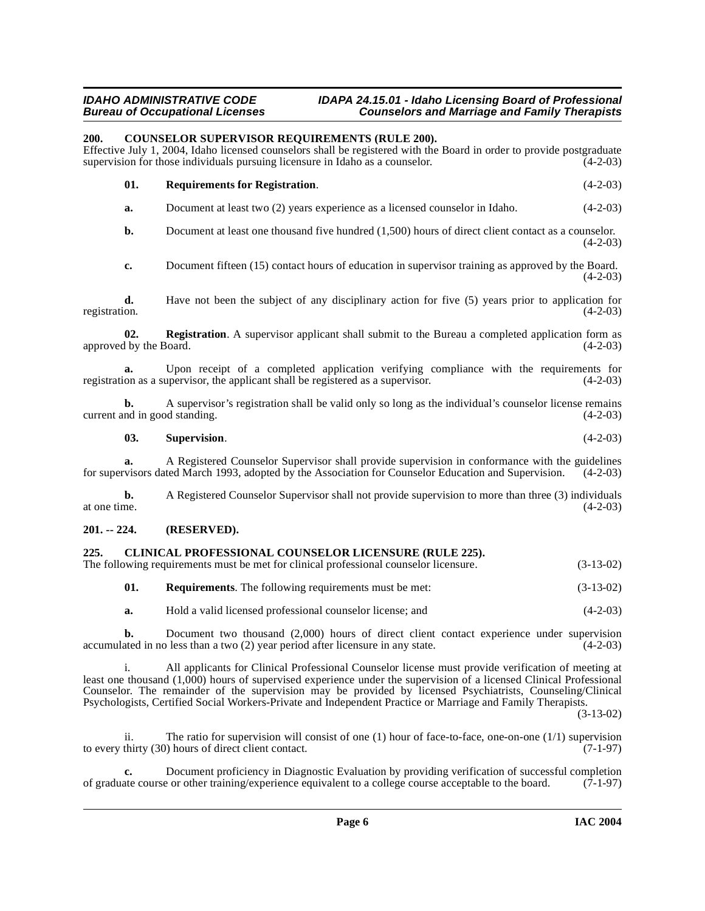## 200. COUNSELOR SUPERVISOR REQUIREMENTS (RULE 200).

Effective July 1, 2004, Idaho licensed counselors shall be registered with the Board in order to provide postgraduate supervision for those individuals pursuing licensure in Idaho as a counselor. (4-2-03)

**01. Requirements for Registration**. (4-2-03)

**a.** Document at least two (2) years experience as a licensed counselor in Idaho. (4-2-03)

**b.** Document at least one thousand five hundred (1,500) hours of direct client contact as a counselor. (4-2-03)

**c.** Document fifteen (15) contact hours of education in supervisor training as approved by the Board. (4-2-03)

**d.** Have not been the subject of any disciplinary action for five (5) years prior to application for registration. (4-2-03)

**02. Registration**. A supervisor applicant shall submit to the Bureau a completed application form as approved by the Board. (4-2-03)

**a.** Upon receipt of a completed application verifying compliance with the requirements for registration as a supervisor, the applicant shall be registered as a supervisor. (4-2-03)

**b.** A supervisor's registration shall be valid only so long as the individual's counselor license remains current and in good standing. (4-2-03)

**03. Supervision**. (4-2-03)

**a.** A Registered Counselor Supervisor shall provide supervision in conformance with the guidelines for supervisors dated March 1993, adopted by the Association for Counselor Education and Supervision. (4-2-03)

**b.** A Registered Counselor Supervisor shall not provide supervision to more than three (3) individuals at one time. (4-2-03)

## 201. -- 224. (RESERVED).

## 225. CLINICAL PROFESSIONAL COUNSELOR LICENSURE (RULE 225).

The following requirements must be met for clinical professional counselor licensure. (3-13-02)

**01. Requirements**. The following requirements must be met: (3-13-02)

**a.** Hold a valid licensed professional counselor license; and (4-2-03)

**b.** Document two thousand (2,000) hours of direct client contact experience under supervision accumulated in no less than a two (2) year period after licensure in any state. (4-2-03)

i. All applicants for Clinical Professional Counselor license must provide verification of meeting at least one thousand (1,000) hours of supervised experience under the supervision of a licensed Clinical Professional Counselor. The remainder of the supervision may be provided by licensed Psychiatrists, Counseling/Clinical Psychologists, Certified Social Workers-Private and Independent Practice or Marriage and Family Therapists. (3-13-02)

ii. The ratio for supervision will consist of one (1) hour of face-to-face, one-on-one (1/1) supervision to every thirty (30) hours of direct client contact. (7-1-97)

**c.** Document proficiency in Diagnostic Evaluation by providing verification of successful completion of graduate course or other training/experience equivalent to a college course acceptable to the board. (7-1-97)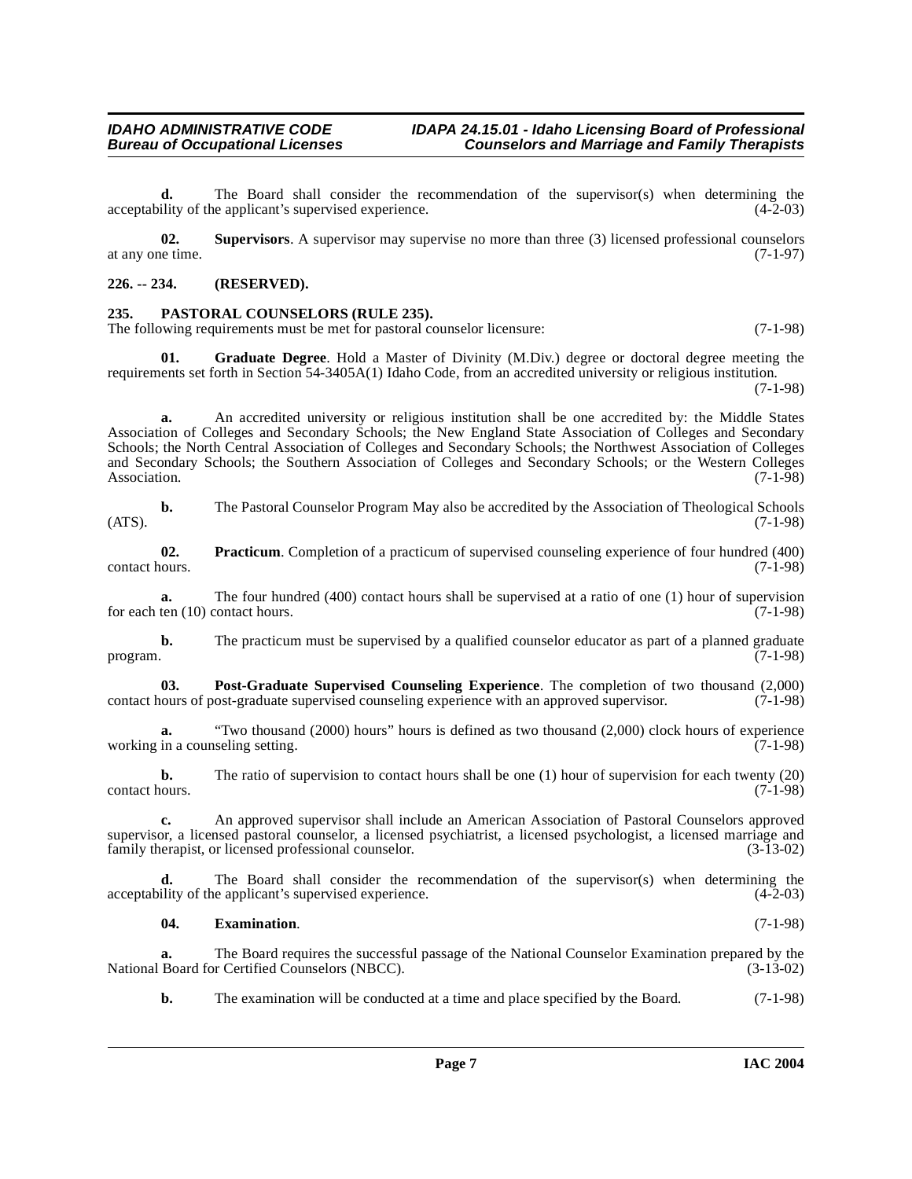**d.** The Board shall consider the recommendation of the supervisor(s) when determining the acceptability of the applicant's supervised experience. (4-2-03)

**02. Supervisors**. A supervisor may supervise no more than three (3) licensed professional counselors at any one time. (7-1-97)

### 226. -- 234. (RESERVED).

### 235. PASTORAL COUNSELORS (RULE 235).

The following requirements must be met for pastoral counselor licensure: (7-1-98)

**01. Graduate Degree**. Hold a Master of Divinity (M.Div.) degree or doctoral degree meeting the requirements set forth in Section 54-3405A(1) Idaho Code, from an accredited university or religious institution. (7-1-98)

**a.** An accredited university or religious institution shall be one accredited by: the Middle States Association of Colleges and Secondary Schools; the New England State Association of Colleges and Secondary Schools; the North Central Association of Colleges and Secondary Schools; the Northwest Association of Colleges and Secondary Schools; the Southern Association of Colleges and Secondary Schools; or the Western Colleges Association. (7-1-98)

**b.** The Pastoral Counselor Program May also be accredited by the Association of Theological Schools (ATS). (7-1-98)

**02. Practicum**. Completion of a practicum of supervised counseling experience of four hundred (400) contact hours. (7-1-98)

**a.** The four hundred (400) contact hours shall be supervised at a ratio of one (1) hour of supervision for each ten (10) contact hours. (7-1-98)

**b.** The practicum must be supervised by a qualified counselor educator as part of a planned graduate program. (7-1-98)

**03. Post-Graduate Supervised Counseling Experience**. The completion of two thousand (2,000) contact hours of post-graduate supervised counseling experience with an approved supervisor. (7-1-98)

**a.** "Two thousand (2000) hours" hours is defined as two thousand (2,000) clock hours of experience working in a counseling setting. (7-1-98)

**b.** The ratio of supervision to contact hours shall be one (1) hour of supervision for each twenty (20) contact hours. (7-1-98)

**c.** An approved supervisor shall include an American Association of Pastoral Counselors approved supervisor, a licensed pastoral counselor, a licensed psychiatrist, a licensed psychologist, a licensed marriage and family therapist, or licensed professional counselor. (3-13-02)

**d.** The Board shall consider the recommendation of the supervisor(s) when determining the acceptability of the applicant's supervised experience. (4-2-03)

**04. Examination**. (7-1-98)

**a.** The Board requires the successful passage of the National Counselor Examination prepared by the National Board for Certified Counselors (NBCC). (3-13-02)

**b.** The examination will be conducted at a time and place specified by the Board. (7-1-98)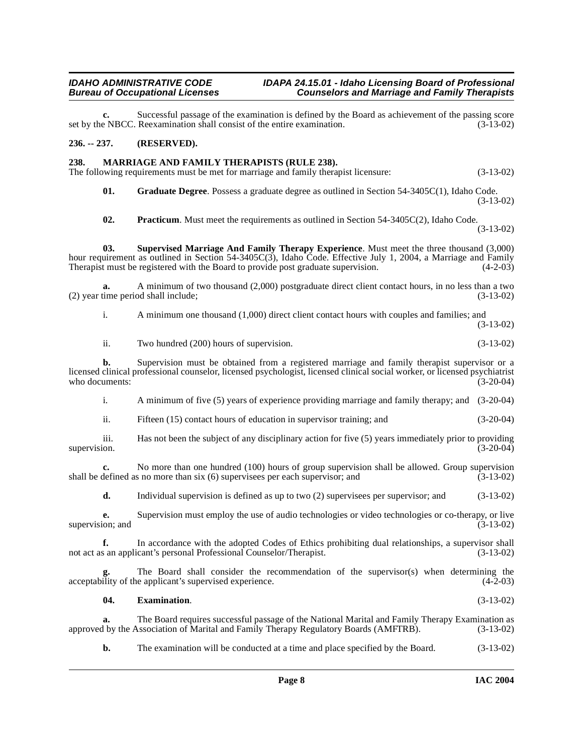**c.** Successful passage of the examination is defined by the Board as achievement of the passing score set by the NBCC. Reexamination shall consist of the entire examination. (3-13-02)

## 236. -- 237. (RESERVED).

## 238. MARRIAGE AND FAMILY THERAPISTS (RULE 238).

The following requirements must be met for marriage and family therapist licensure: (3-13-02)

**01. Graduate Degree**. Possess a graduate degree as outlined in Section 54-3405C(1), Idaho Code. (3-13-02)

**02. Practicum**. Must meet the requirements as outlined in Section 54-3405C(2), Idaho Code. (3-13-02)

**03. Supervised Marriage And Family Therapy Experience**. Must meet the three thousand (3,000) hour requirement as outlined in Section 54-3405C(3), Idaho Code. Effective July 1, 2004, a Marriage and Family Therapist must be registered with the Board to provide post graduate supervision. (4-2-03)

**a.** A minimum of two thousand (2,000) postgraduate direct client contact hours, in no less than a two (2) year time period shall include; (3-13-02)

i. A minimum one thousand (1,000) direct client contact hours with couples and families; and (3-13-02)

ii. Two hundred (200) hours of supervision. (3-13-02)

**b.** Supervision must be obtained from a registered marriage and family therapist supervisor or a licensed clinical professional counselor, licensed psychologist, licensed clinical social worker, or licensed psychiatrist who documents: (3-20-04)

i. A minimum of five (5) years of experience providing marriage and family therapy; and (3-20-04)

ii. Fifteen (15) contact hours of education in supervisor training; and (3-20-04)

iii. Has not been the subject of any disciplinary action for five (5) years immediately prior to providing supervision. (3-20-04)

**c.** No more than one hundred (100) hours of group supervision shall be allowed. Group supervision shall be defined as no more than six (6) supervisees per each supervisor; and (3-13-02)

**d.** Individual supervision is defined as up to two (2) supervisees per supervisor; and (3-13-02)

**e.** Supervision must employ the use of audio technologies or video technologies or co-therapy, or live supervision; and (3-13-02)

**f.** In accordance with the adopted Codes of Ethics prohibiting dual relationships, a supervisor shall not act as an applicant's personal Professional Counselor/Therapist. (3-13-02)

**g.** The Board shall consider the recommendation of the supervisor(s) when determining the acceptability of the applicant's supervised experience. (4-2-03)

**04. Examination**. (3-13-02)

**a.** The Board requires successful passage of the National Marital and Family Therapy Examination as approved by the Association of Marital and Family Therapy Regulatory Boards (AMFTRB). (3-13-02)

**b.** The examination will be conducted at a time and place specified by the Board. (3-13-02)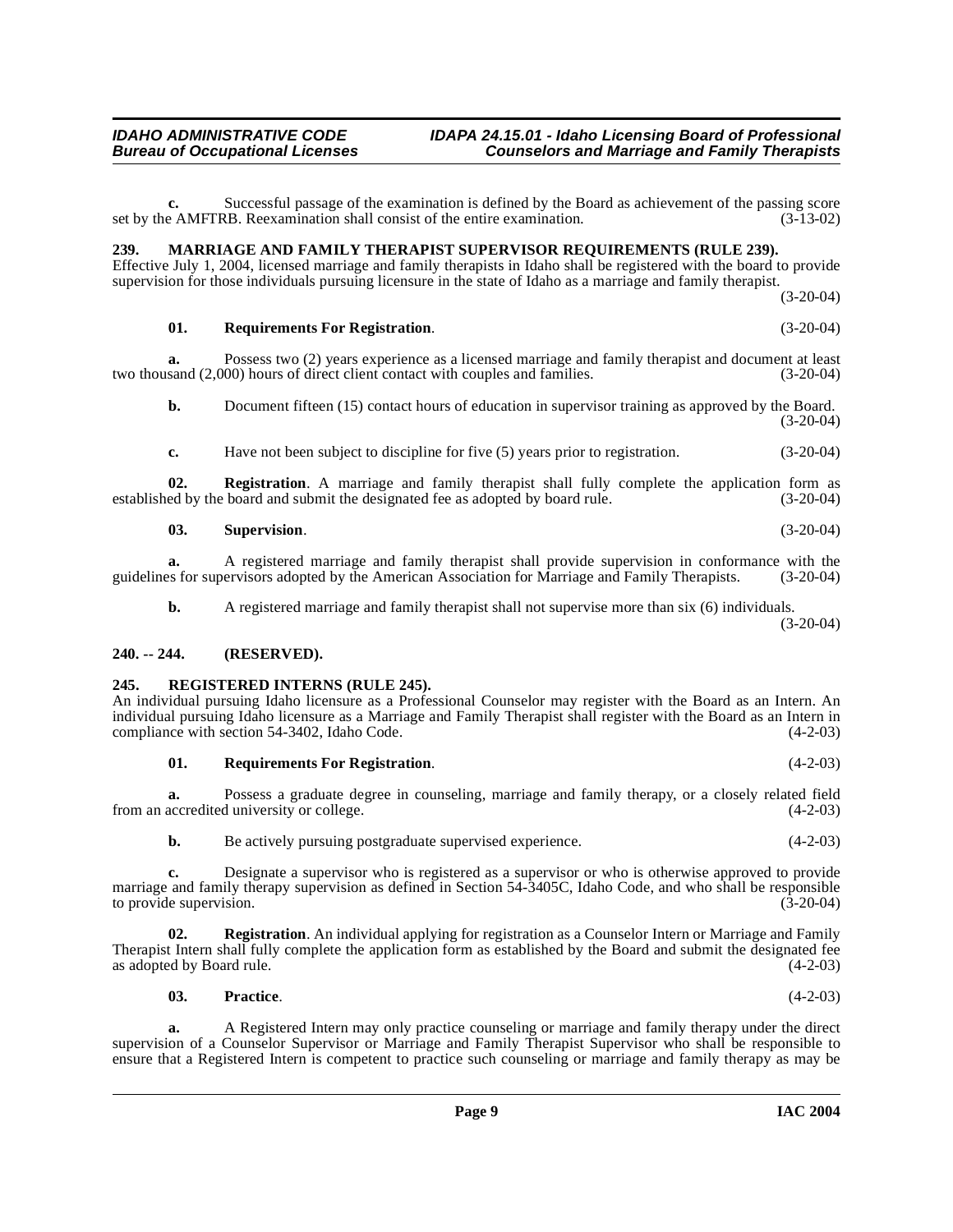**c.** Successful passage of the examination is defined by the Board as achievement of the passing score set by the AMFTRB. Reexamination shall consist of the entire examination. (3-13-02)

## 239. MARRIAGE AND FAMILY THERAPIST SUPERVISOR REQUIREMENTS (RULE 239).

Effective July 1, 2004, licensed marriage and family therapists in Idaho shall be registered with the board to provide supervision for those individuals pursuing licensure in the state of Idaho as a marriage and family therapist. (3-20-04)

**01. Requirements For Registration**. (3-20-04)

**a.** Possess two (2) years experience as a licensed marriage and family therapist and document at least two thousand (2,000) hours of direct client contact with couples and families. (3-20-04)

**b.** Document fifteen (15) contact hours of education in supervisor training as approved by the Board. (3-20-04)

**c.** Have not been subject to discipline for five (5) years prior to registration. (3-20-04)

**02. Registration**. A marriage and family therapist shall fully complete the application form as established by the board and submit the designated fee as adopted by board rule. (3-20-04)

**03. Supervision**. (3-20-04)

**a.** A registered marriage and family therapist shall provide supervision in conformance with the guidelines for supervisors adopted by the American Association for Marriage and Family Therapists. (3-20-04)

**b.** A registered marriage and family therapist shall not supervise more than six (6) individuals. (3-20-04)

## 240. -- 244. (RESERVED).

## 245. REGISTERED INTERNS (RULE 245).

An individual pursuing Idaho licensure as a Professional Counselor may register with the Board as an Intern. An individual pursuing Idaho licensure as a Marriage and Family Therapist shall register with the Board as an Intern in compliance with section 54-3402, Idaho Code. (4-2-03)

**01. Requirements For Registration**. (4-2-03)

**a.** Possess a graduate degree in counseling, marriage and family therapy, or a closely related field from an accredited university or college. (4-2-03)

**b.** Be actively pursuing postgraduate supervised experience. (4-2-03)

**c.** Designate a supervisor who is registered as a supervisor or who is otherwise approved to provide marriage and family therapy supervision as defined in Section 54-3405C, Idaho Code, and who shall be responsible to provide supervision. (3-20-04)

**02. Registration**. An individual applying for registration as a Counselor Intern or Marriage and Family Therapist Intern shall fully complete the application form as established by the Board and submit the designated fee as adopted by Board rule. (4-2-03)

**03. Practice**. (4-2-03)

**a.** A Registered Intern may only practice counseling or marriage and family therapy under the direct supervision of a Counselor Supervisor or Marriage and Family Therapist Supervisor who shall be responsible to ensure that a Registered Intern is competent to practice such counseling or marriage and family therapy as may be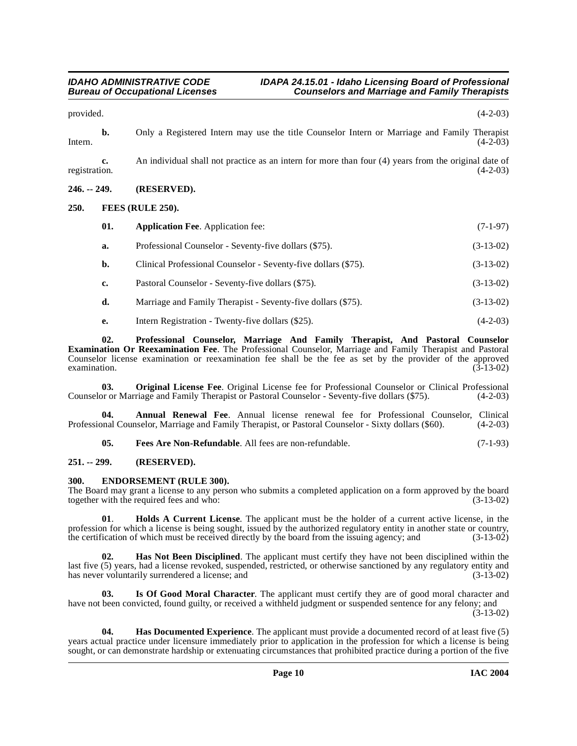provided. (4-2-03)

**b.** Only a Registered Intern may use the title Counselor Intern or Marriage and Family Therapist Intern. (4-2-03)

**c.** An individual shall not practice as an intern for more than four (4) years from the original date of registration. (4-2-03)

**246. -- 249. (RESERVED).**

**250. FEES (RULE 250).**

**01. Application Fee**. Application fee: (7-1-97)

**a.** Professional Counselor - Seventy-five dollars ($75). (3-13-02)

**b.** Clinical Professional Counselor - Seventy-five dollars ($75). (3-13-02)

**c.** Pastoral Counselor - Seventy-five dollars ($75). (3-13-02)

**d.** Marriage and Family Therapist - Seventy-five dollars ($75). (3-13-02)

**e.** Intern Registration - Twenty-five dollars ($25). (4-2-03)

**02. Professional Counselor, Marriage And Family Therapist, And Pastoral Counselor Examination Or Reexamination Fee**. The Professional Counselor, Marriage and Family Therapist and Pastoral Counselor license examination or reexamination fee shall be the fee as set by the provider of the approved examination. (3-13-02)

**03. Original License Fee**. Original License fee for Professional Counselor or Clinical Professional Counselor or Marriage and Family Therapist or Pastoral Counselor - Seventy-five dollars ($75). (4-2-03)

**04. Annual Renewal Fee**. Annual license renewal fee for Professional Counselor, Clinical Professional Counselor, Marriage and Family Therapist, or Pastoral Counselor - Sixty dollars ($60). (4-2-03)

**05. Fees Are Non-Refundable**. All fees are non-refundable. (7-1-93)

**251. -- 299. (RESERVED).**

**300. ENDORSEMENT (RULE 300).**

The Board may grant a license to any person who submits a completed application on a form approved by the board together with the required fees and who: (3-13-02)

**01**. **Holds A Current License**. The applicant must be the holder of a current active license, in the profession for which a license is being sought, issued by the authorized regulatory entity in another state or country, the certification of which must be received directly by the board from the issuing agency; and (3-13-02)

**02. Has Not Been Disciplined**. The applicant must certify they have not been disciplined within the last five (5) years, had a license revoked, suspended, restricted, or otherwise sanctioned by any regulatory entity and has never voluntarily surrendered a license; and (3-13-02)

**03. Is Of Good Moral Character**. The applicant must certify they are of good moral character and have not been convicted, found guilty, or received a withheld judgment or suspended sentence for any felony; and (3-13-02)

**04. Has Documented Experience**. The applicant must provide a documented record of at least five (5) years actual practice under licensure immediately prior to application in the profession for which a license is being sought, or can demonstrate hardship or extenuating circumstances that prohibited practice during a portion of the five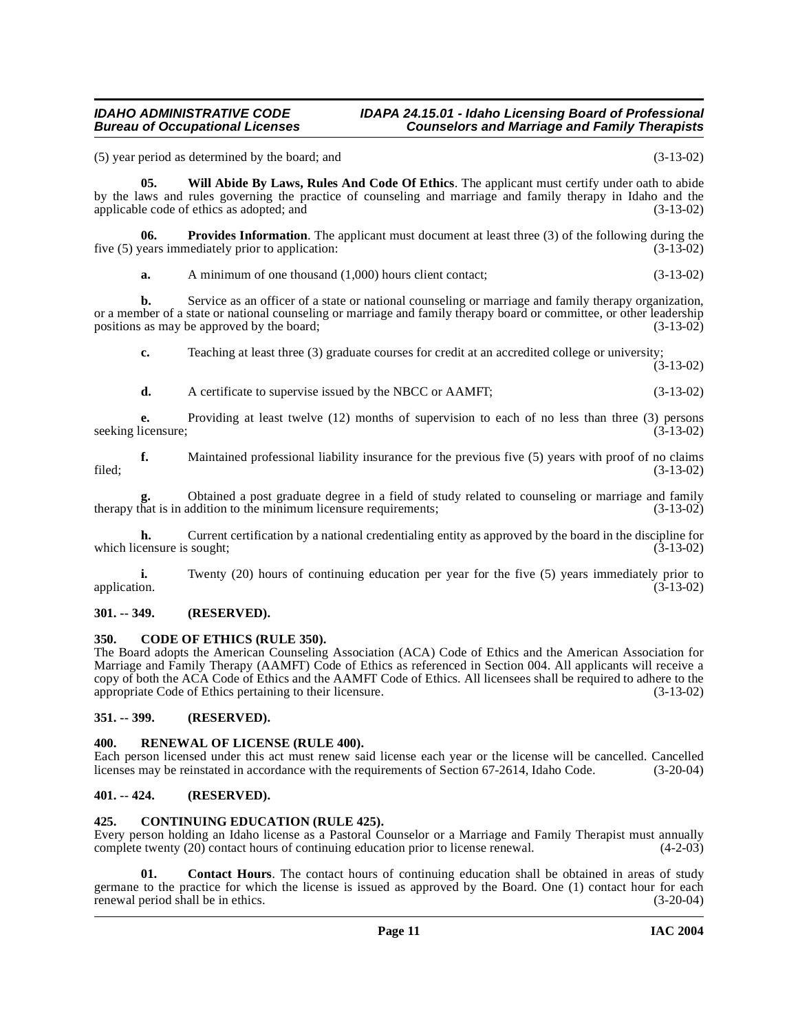(5) year period as determined by the board; and (3-13-02)

**05. Will Abide By Laws, Rules And Code Of Ethics**. The applicant must certify under oath to abide by the laws and rules governing the practice of counseling and marriage and family therapy in Idaho and the applicable code of ethics as adopted; and (3-13-02)

**06. Provides Information**. The applicant must document at least three (3) of the following during the five (5) years immediately prior to application: (3-13-02)

**a.** A minimum of one thousand (1,000) hours client contact; (3-13-02)

**b.** Service as an officer of a state or national counseling or marriage and family therapy organization, or a member of a state or national counseling or marriage and family therapy board or committee, or other leadership positions as may be approved by the board; (3-13-02)

**c.** Teaching at least three (3) graduate courses for credit at an accredited college or university; (3-13-02)

**d.** A certificate to supervise issued by the NBCC or AAMFT; (3-13-02)

**e.** Providing at least twelve (12) months of supervision to each of no less than three (3) persons seeking licensure; (3-13-02)

**f.** Maintained professional liability insurance for the previous five (5) years with proof of no claims filed; (3-13-02)

**g.** Obtained a post graduate degree in a field of study related to counseling or marriage and family therapy that is in addition to the minimum licensure requirements; (3-13-02)

**h.** Current certification by a national credentialing entity as approved by the board in the discipline for which licensure is sought; (3-13-02)

**i.** Twenty (20) hours of continuing education per year for the five (5) years immediately prior to application. (3-13-02)

### 301. -- 349. (RESERVED).

### 350. CODE OF ETHICS (RULE 350).

The Board adopts the American Counseling Association (ACA) Code of Ethics and the American Association for Marriage and Family Therapy (AAMFT) Code of Ethics as referenced in Section 004. All applicants will receive a copy of both the ACA Code of Ethics and the AAMFT Code of Ethics. All licensees shall be required to adhere to the appropriate Code of Ethics pertaining to their licensure. (3-13-02)

### 351. -- 399. (RESERVED).

### 400. RENEWAL OF LICENSE (RULE 400).

Each person licensed under this act must renew said license each year or the license will be cancelled. Cancelled licenses may be reinstated in accordance with the requirements of Section 67-2614, Idaho Code. (3-20-04)

### 401. -- 424. (RESERVED).

### 425. CONTINUING EDUCATION (RULE 425).

Every person holding an Idaho license as a Pastoral Counselor or a Marriage and Family Therapist must annually complete twenty (20) contact hours of continuing education prior to license renewal. (4-2-03)

**01. Contact Hours**. The contact hours of continuing education shall be obtained in areas of study germane to the practice for which the license is issued as approved by the Board. One (1) contact hour for each renewal period shall be in ethics. (3-20-04)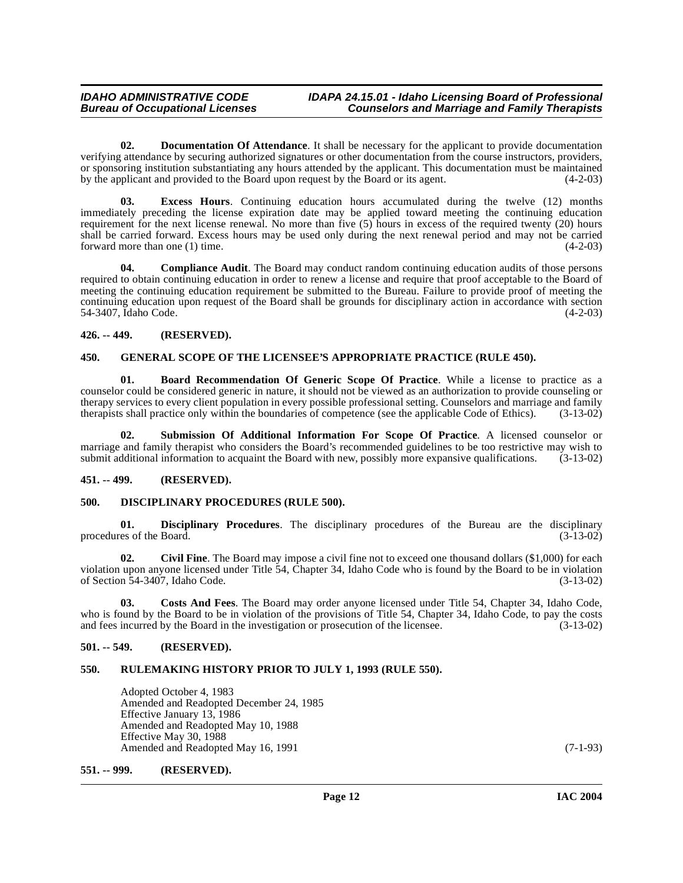**02. Documentation Of Attendance**. It shall be necessary for the applicant to provide documentation verifying attendance by securing authorized signatures or other documentation from the course instructors, providers, or sponsoring institution substantiating any hours attended by the applicant. This documentation must be maintained by the applicant and provided to the Board upon request by the Board or its agent. (4-2-03)

**03. Excess Hours**. Continuing education hours accumulated during the twelve (12) months immediately preceding the license expiration date may be applied toward meeting the continuing education requirement for the next license renewal. No more than five (5) hours in excess of the required twenty (20) hours shall be carried forward. Excess hours may be used only during the next renewal period and may not be carried forward more than one (1) time. (4-2-03)

**04. Compliance Audit**. The Board may conduct random continuing education audits of those persons required to obtain continuing education in order to renew a license and require that proof acceptable to the Board of meeting the continuing education requirement be submitted to the Bureau. Failure to provide proof of meeting the continuing education upon request of the Board shall be grounds for disciplinary action in accordance with section 54-3407, Idaho Code. (4-2-03)

## 426. -- 449. (RESERVED).

## 450. GENERAL SCOPE OF THE LICENSEE'S APPROPRIATE PRACTICE (RULE 450).

**01. Board Recommendation Of Generic Scope Of Practice**. While a license to practice as a counselor could be considered generic in nature, it should not be viewed as an authorization to provide counseling or therapy services to every client population in every possible professional setting. Counselors and marriage and family therapists shall practice only within the boundaries of competence (see the applicable Code of Ethics). (3-13-02)

**02. Submission Of Additional Information For Scope Of Practice**. A licensed counselor or marriage and family therapist who considers the Board's recommended guidelines to be too restrictive may wish to submit additional information to acquaint the Board with new, possibly more expansive qualifications. (3-13-02)

## 451. -- 499. (RESERVED).

## 500. DISCIPLINARY PROCEDURES (RULE 500).

**01. Disciplinary Procedures**. The disciplinary procedures of the Bureau are the disciplinary procedures of the Board. (3-13-02)

**02. Civil Fine**. The Board may impose a civil fine not to exceed one thousand dollars ($1,000) for each violation upon anyone licensed under Title 54, Chapter 34, Idaho Code who is found by the Board to be in violation of Section 54-3407, Idaho Code. (3-13-02)

**03. Costs And Fees**. The Board may order anyone licensed under Title 54, Chapter 34, Idaho Code, who is found by the Board to be in violation of the provisions of Title 54, Chapter 34, Idaho Code, to pay the costs and fees incurred by the Board in the investigation or prosecution of the licensee. (3-13-02)

## 501. -- 549. (RESERVED).

## 550. RULEMAKING HISTORY PRIOR TO JULY 1, 1993 (RULE 550).

Adopted October 4, 1983
Amended and Readopted December 24, 1985
Effective January 13, 1986
Amended and Readopted May 10, 1988
Effective May 30, 1988
Amended and Readopted May 16, 1991 (7-1-93)

## 551. -- 999. (RESERVED).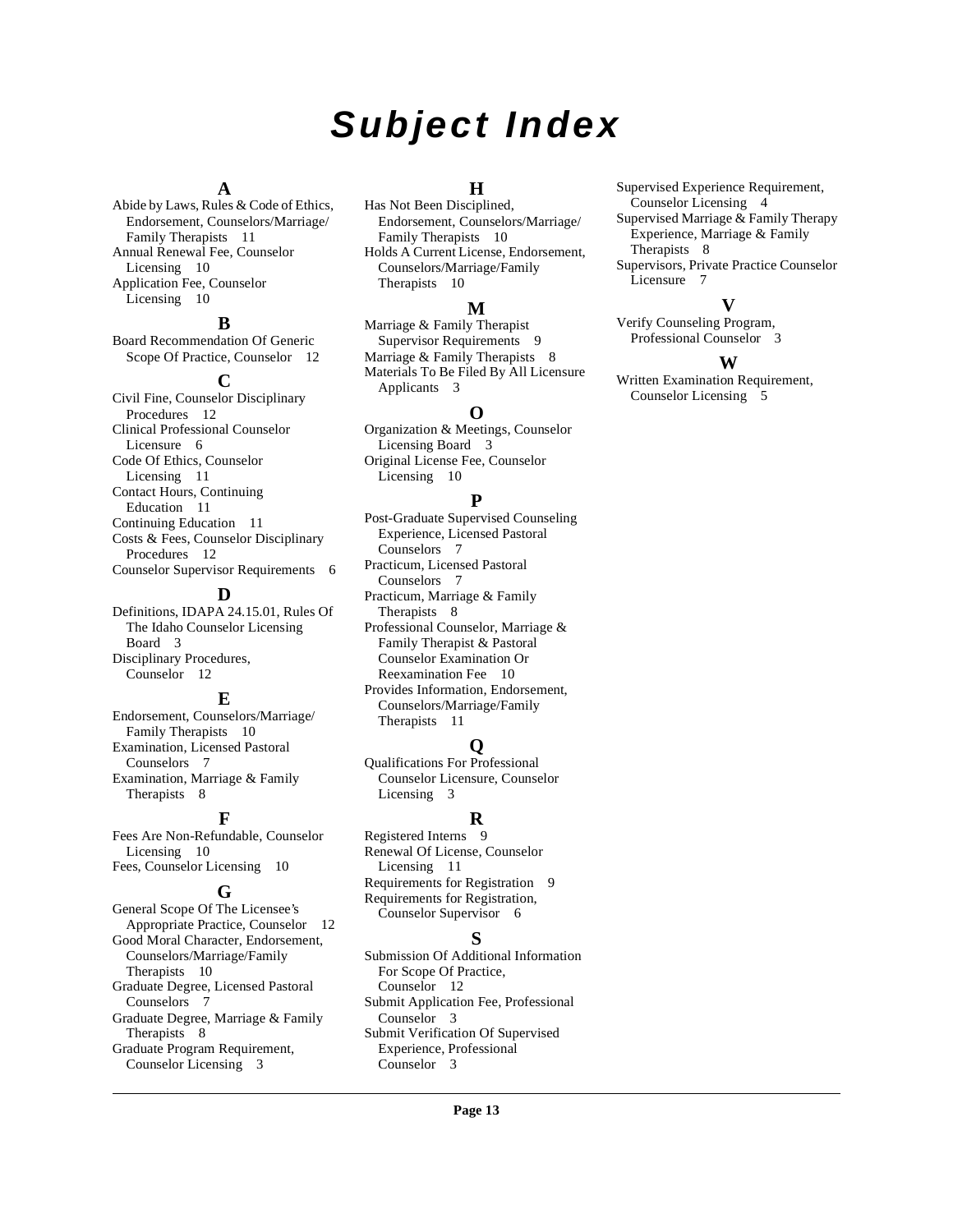# Subject Index

## A

Abide by Laws, Rules & Code of Ethics, Endorsement, Counselors/Marriage/ Family Therapists 11
Annual Renewal Fee, Counselor Licensing 10
Application Fee, Counselor Licensing 10

## B

Board Recommendation Of Generic Scope Of Practice, Counselor 12

## C

Civil Fine, Counselor Disciplinary Procedures 12
Clinical Professional Counselor Licensure 6
Code Of Ethics, Counselor Licensing 11
Contact Hours, Continuing Education 11
Continuing Education 11
Costs & Fees, Counselor Disciplinary Procedures 12
Counselor Supervisor Requirements 6

## D

Definitions, IDAPA 24.15.01, Rules Of The Idaho Counselor Licensing Board 3
Disciplinary Procedures, Counselor 12

## E

Endorsement, Counselors/Marriage/ Family Therapists 10
Examination, Licensed Pastoral Counselors 7
Examination, Marriage & Family Therapists 8

## F

Fees Are Non-Refundable, Counselor Licensing 10
Fees, Counselor Licensing 10

## G

General Scope Of The Licensee's Appropriate Practice, Counselor 12
Good Moral Character, Endorsement, Counselors/Marriage/Family Therapists 10
Graduate Degree, Licensed Pastoral Counselors 7
Graduate Degree, Marriage & Family Therapists 8
Graduate Program Requirement, Counselor Licensing 3

## H

Has Not Been Disciplined, Endorsement, Counselors/Marriage/ Family Therapists 10
Holds A Current License, Endorsement, Counselors/Marriage/Family Therapists 10

## M

Marriage & Family Therapist Supervisor Requirements 9
Marriage & Family Therapists 8
Materials To Be Filed By All Licensure Applicants 3

## O

Organization & Meetings, Counselor Licensing Board 3
Original License Fee, Counselor Licensing 10

## P

Post-Graduate Supervised Counseling Experience, Licensed Pastoral Counselors 7
Practicum, Licensed Pastoral Counselors 7
Practicum, Marriage & Family Therapists 8
Professional Counselor, Marriage & Family Therapist & Pastoral Counselor Examination Or Reexamination Fee 10
Provides Information, Endorsement, Counselors/Marriage/Family Therapists 11

## Q

Qualifications For Professional Counselor Licensure, Counselor Licensing 3

## R

Registered Interns 9
Renewal Of License, Counselor Licensing 11
Requirements for Registration 9
Requirements for Registration, Counselor Supervisor 6

## S

Submission Of Additional Information For Scope Of Practice, Counselor 12
Submit Application Fee, Professional Counselor 3
Submit Verification Of Supervised Experience, Professional Counselor 3
Supervised Experience Requirement, Counselor Licensing 4
Supervised Marriage & Family Therapy Experience, Marriage & Family Therapists 8
Supervisors, Private Practice Counselor Licensure 7

## V

Verify Counseling Program, Professional Counselor 3

## W

Written Examination Requirement, Counselor Licensing 5